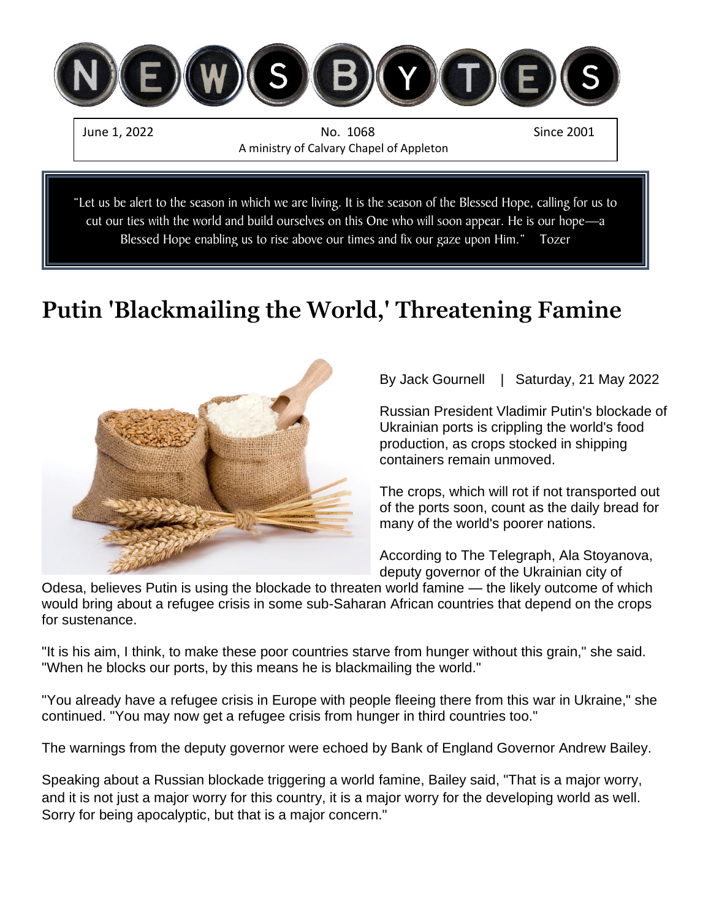# NEWSBYTES

June 1, 2022 | No. 1068 | Since 2001

A ministry of Calvary Chapel of Appleton

"Let us be alert to the season in which we are living. It is the season of the Blessed Hope, calling for us to cut our ties with the world and build ourselves on this One who will soon appear. He is our hope—a Blessed Hope enabling us to rise above our times and fix our gaze upon Him." Tozer

## Putin 'Blackmailing the World,' Threatening Famine

By Jack Gournell | Saturday, 21 May 2022

Russian President Vladimir Putin's blockade of Ukrainian ports is crippling the world's food production, as crops stocked in shipping containers remain unmoved.

The crops, which will rot if not transported out of the ports soon, count as the daily bread for many of the world's poorer nations.

According to The Telegraph, Ala Stoyanova, deputy governor of the Ukrainian city of Odesa, believes Putin is using the blockade to threaten world famine — the likely outcome of which would bring about a refugee crisis in some sub-Saharan African countries that depend on the crops for sustenance.

"It is his aim, I think, to make these poor countries starve from hunger without this grain," she said. "When he blocks our ports, by this means he is blackmailing the world."

"You already have a refugee crisis in Europe with people fleeing there from this war in Ukraine," she continued. "You may now get a refugee crisis from hunger in third countries too."

The warnings from the deputy governor were echoed by Bank of England Governor Andrew Bailey.

Speaking about a Russian blockade triggering a world famine, Bailey said, "That is a major worry, and it is not just a major worry for this country, it is a major worry for the developing world as well. Sorry for being apocalyptic, but that is a major concern."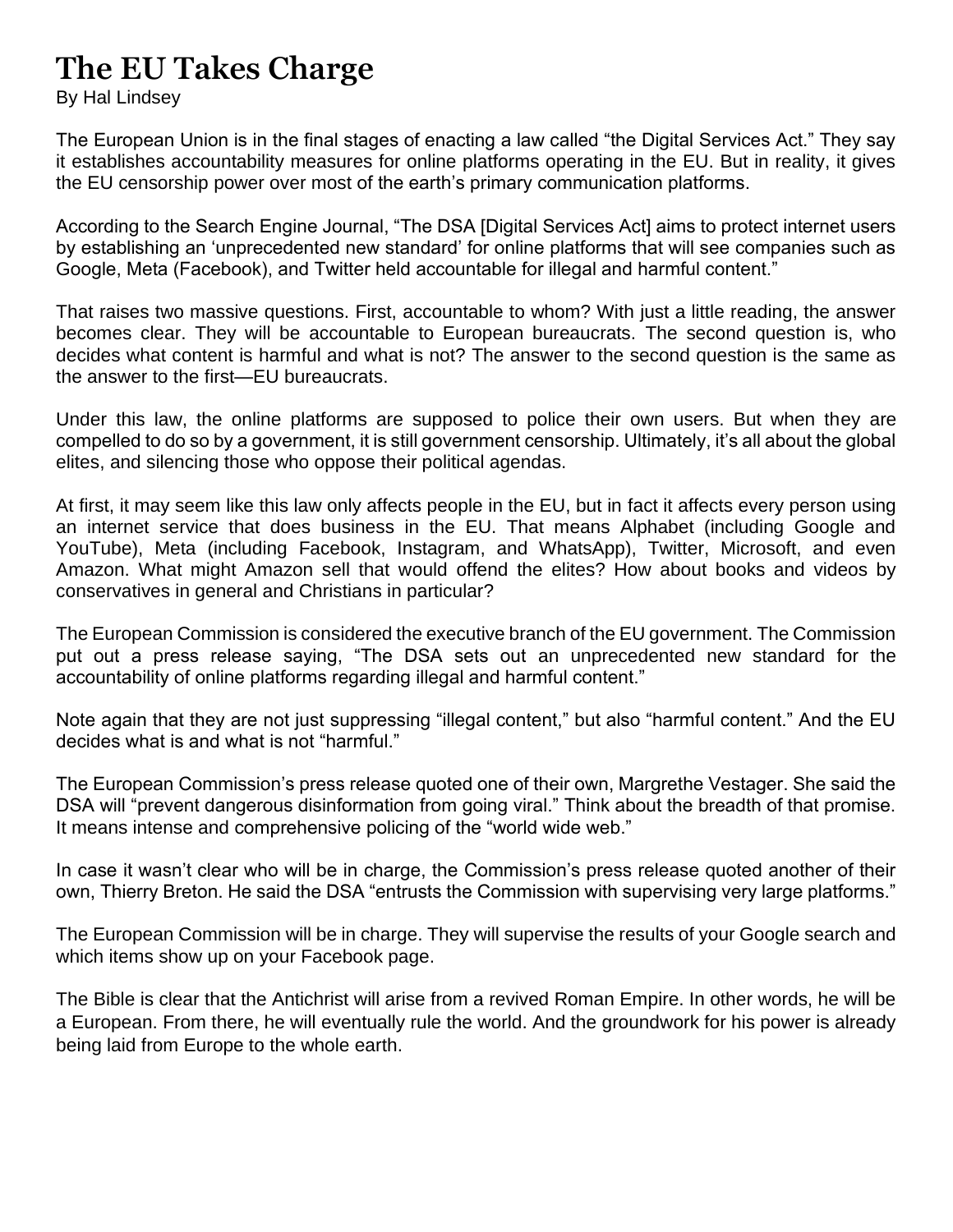# The EU Takes Charge

By Hal Lindsey

The European Union is in the final stages of enacting a law called "the Digital Services Act." They say it establishes accountability measures for online platforms operating in the EU. But in reality, it gives the EU censorship power over most of the earth's primary communication platforms.

According to the Search Engine Journal, "The DSA [Digital Services Act] aims to protect internet users by establishing an 'unprecedented new standard' for online platforms that will see companies such as Google, Meta (Facebook), and Twitter held accountable for illegal and harmful content."

That raises two massive questions. First, accountable to whom? With just a little reading, the answer becomes clear. They will be accountable to European bureaucrats. The second question is, who decides what content is harmful and what is not? The answer to the second question is the same as the answer to the first—EU bureaucrats.

Under this law, the online platforms are supposed to police their own users. But when they are compelled to do so by a government, it is still government censorship. Ultimately, it's all about the global elites, and silencing those who oppose their political agendas.

At first, it may seem like this law only affects people in the EU, but in fact it affects every person using an internet service that does business in the EU. That means Alphabet (including Google and YouTube), Meta (including Facebook, Instagram, and WhatsApp), Twitter, Microsoft, and even Amazon. What might Amazon sell that would offend the elites? How about books and videos by conservatives in general and Christians in particular?

The European Commission is considered the executive branch of the EU government. The Commission put out a press release saying, "The DSA sets out an unprecedented new standard for the accountability of online platforms regarding illegal and harmful content."

Note again that they are not just suppressing "illegal content," but also "harmful content." And the EU decides what is and what is not "harmful."

The European Commission's press release quoted one of their own, Margrethe Vestager. She said the DSA will "prevent dangerous disinformation from going viral." Think about the breadth of that promise. It means intense and comprehensive policing of the "world wide web."

In case it wasn't clear who will be in charge, the Commission's press release quoted another of their own, Thierry Breton. He said the DSA "entrusts the Commission with supervising very large platforms."

The European Commission will be in charge. They will supervise the results of your Google search and which items show up on your Facebook page.

The Bible is clear that the Antichrist will arise from a revived Roman Empire. In other words, he will be a European. From there, he will eventually rule the world. And the groundwork for his power is already being laid from Europe to the whole earth.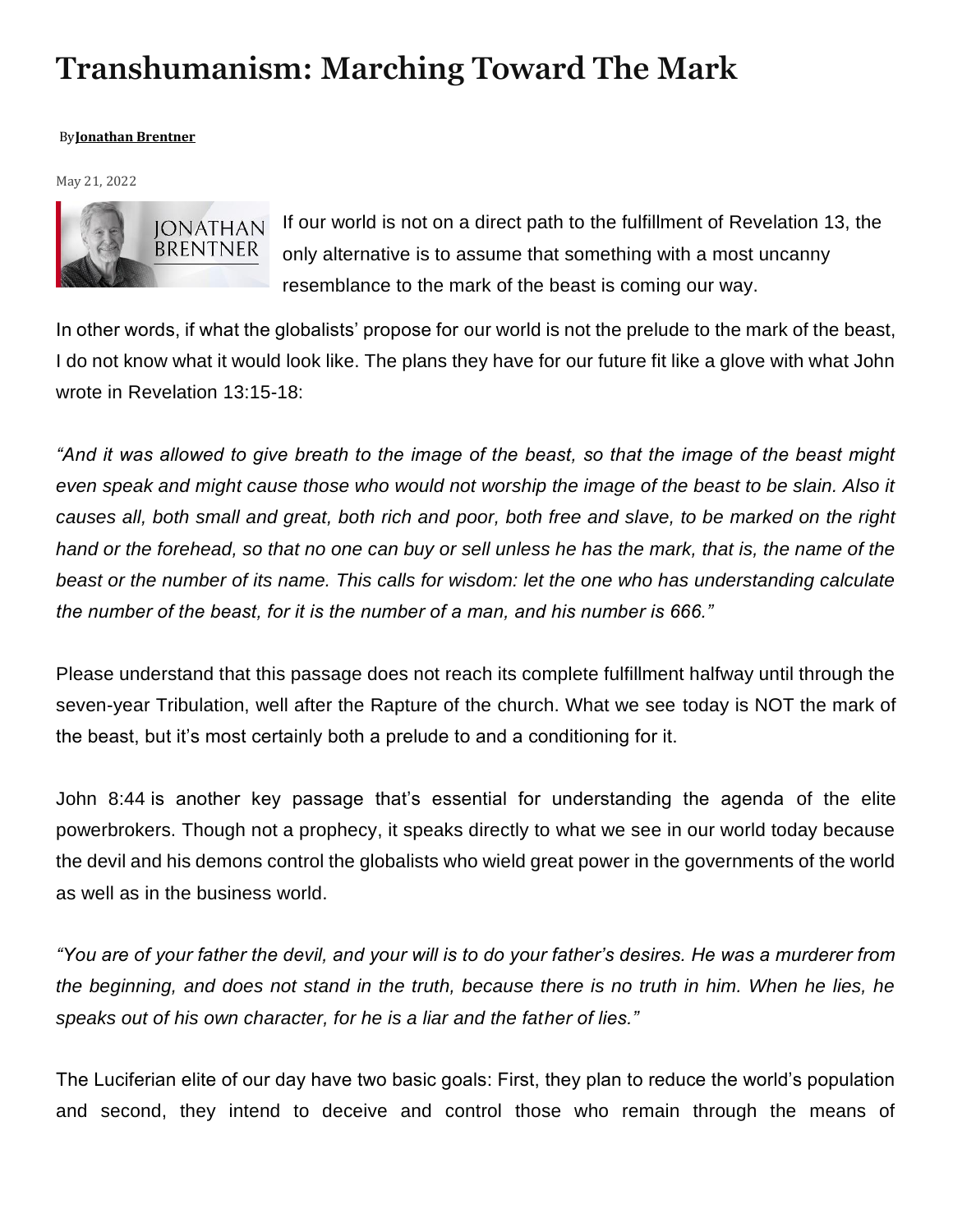# Transhumanism: Marching Toward The Mark

By **Jonathan Brentner**

May 21, 2022

If our world is not on a direct path to the fulfillment of Revelation 13, the only alternative is to assume that something with a most uncanny resemblance to the mark of the beast is coming our way.

In other words, if what the globalists' propose for our world is not the prelude to the mark of the beast, I do not know what it would look like. The plans they have for our future fit like a glove with what John wrote in Revelation 13:15-18:

*"And it was allowed to give breath to the image of the beast, so that the image of the beast might even speak and might cause those who would not worship the image of the beast to be slain. Also it causes all, both small and great, both rich and poor, both free and slave, to be marked on the right hand or the forehead, so that no one can buy or sell unless he has the mark, that is, the name of the beast or the number of its name. This calls for wisdom: let the one who has understanding calculate the number of the beast, for it is the number of a man, and his number is 666."*

Please understand that this passage does not reach its complete fulfillment halfway until through the seven-year Tribulation, well after the Rapture of the church. What we see today is NOT the mark of the beast, but it's most certainly both a prelude to and a conditioning for it.

John 8:44 is another key passage that's essential for understanding the agenda of the elite powerbrokers. Though not a prophecy, it speaks directly to what we see in our world today because the devil and his demons control the globalists who wield great power in the governments of the world as well as in the business world.

*"You are of your father the devil, and your will is to do your father's desires. He was a murderer from the beginning, and does not stand in the truth, because there is no truth in him. When he lies, he speaks out of his own character, for he is a liar and the father of lies."*

The Luciferian elite of our day have two basic goals: First, they plan to reduce the world's population and second, they intend to deceive and control those who remain through the means of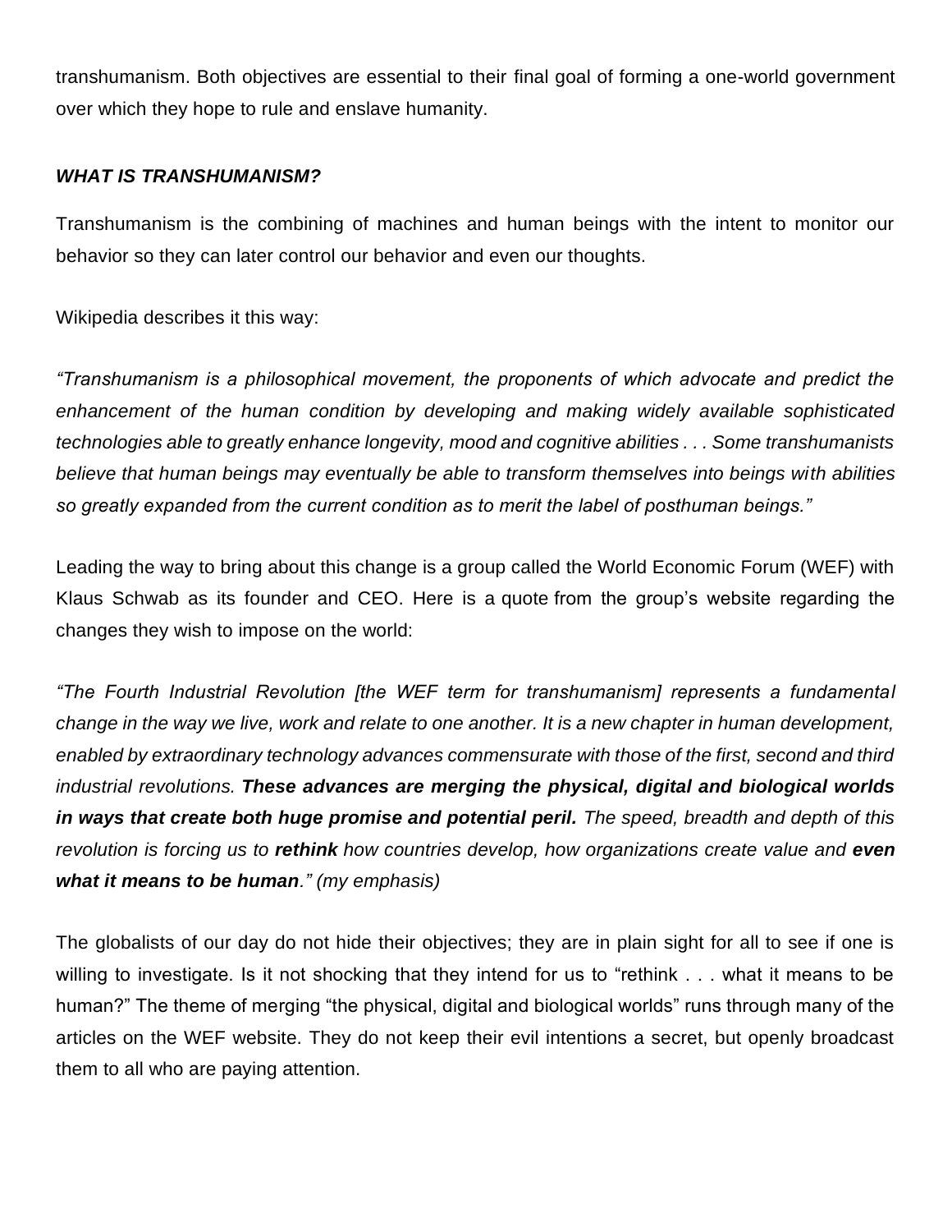transhumanism. Both objectives are essential to their final goal of forming a one-world government over which they hope to rule and enslave humanity.

### ***WHAT IS TRANSHUMANISM?***

Transhumanism is the combining of machines and human beings with the intent to monitor our behavior so they can later control our behavior and even our thoughts.

Wikipedia describes it this way:

*"Transhumanism is a philosophical movement, the proponents of which advocate and predict the enhancement of the human condition by developing and making widely available sophisticated technologies able to greatly enhance longevity, mood and cognitive abilities . . . Some transhumanists believe that human beings may eventually be able to transform themselves into beings with abilities so greatly expanded from the current condition as to merit the label of posthuman beings."*

Leading the way to bring about this change is a group called the World Economic Forum (WEF) with Klaus Schwab as its founder and CEO. Here is a quote from the group's website regarding the changes they wish to impose on the world:

*"The Fourth Industrial Revolution [the WEF term for transhumanism] represents a fundamental change in the way we live, work and relate to one another. It is a new chapter in human development, enabled by extraordinary technology advances commensurate with those of the first, second and third industrial revolutions.* ***These advances are merging the physical, digital and biological worlds in ways that create both huge promise and potential peril.*** *The speed, breadth and depth of this revolution is forcing us to* ***rethink*** *how countries develop, how organizations create value and* ***even what it means to be human****." (my emphasis)*

The globalists of our day do not hide their objectives; they are in plain sight for all to see if one is willing to investigate. Is it not shocking that they intend for us to "rethink . . . what it means to be human?" The theme of merging "the physical, digital and biological worlds" runs through many of the articles on the WEF website. They do not keep their evil intentions a secret, but openly broadcast them to all who are paying attention.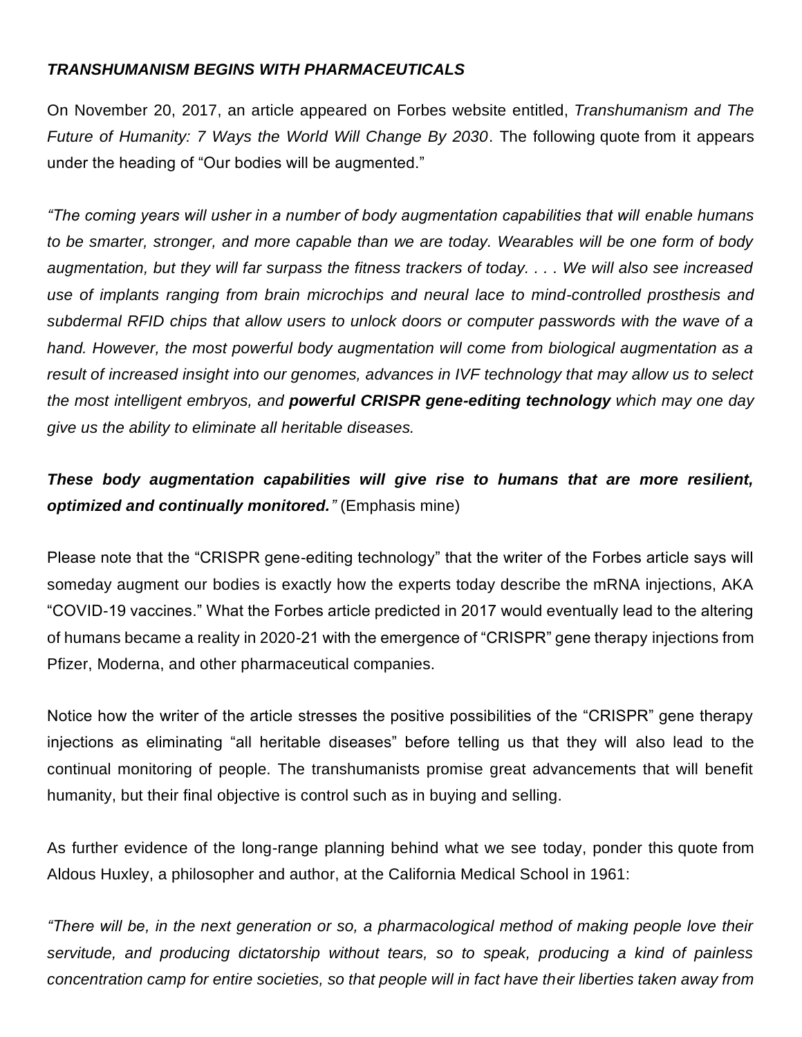***TRANSHUMANISM BEGINS WITH PHARMACEUTICALS***

On November 20, 2017, an article appeared on Forbes website entitled, *Transhumanism and The Future of Humanity: 7 Ways the World Will Change By 2030*. The following quote from it appears under the heading of "Our bodies will be augmented."

*"The coming years will usher in a number of body augmentation capabilities that will enable humans to be smarter, stronger, and more capable than we are today. Wearables will be one form of body augmentation, but they will far surpass the fitness trackers of today. . . . We will also see increased use of implants ranging from brain microchips and neural lace to mind-controlled prosthesis and subdermal RFID chips that allow users to unlock doors or computer passwords with the wave of a hand. However, the most powerful body augmentation will come from biological augmentation as a result of increased insight into our genomes, advances in IVF technology that may allow us to select the most intelligent embryos, and* ***powerful CRISPR gene-editing technology*** *which may one day give us the ability to eliminate all heritable diseases.*

***These body augmentation capabilities will give rise to humans that are more resilient, optimized and continually monitored.****"* (Emphasis mine)

Please note that the "CRISPR gene-editing technology" that the writer of the Forbes article says will someday augment our bodies is exactly how the experts today describe the mRNA injections, AKA "COVID-19 vaccines." What the Forbes article predicted in 2017 would eventually lead to the altering of humans became a reality in 2020-21 with the emergence of "CRISPR" gene therapy injections from Pfizer, Moderna, and other pharmaceutical companies.

Notice how the writer of the article stresses the positive possibilities of the "CRISPR" gene therapy injections as eliminating "all heritable diseases" before telling us that they will also lead to the continual monitoring of people. The transhumanists promise great advancements that will benefit humanity, but their final objective is control such as in buying and selling.

As further evidence of the long-range planning behind what we see today, ponder this quote from Aldous Huxley, a philosopher and author, at the California Medical School in 1961:

*"There will be, in the next generation or so, a pharmacological method of making people love their servitude, and producing dictatorship without tears, so to speak, producing a kind of painless concentration camp for entire societies, so that people will in fact have their liberties taken away from*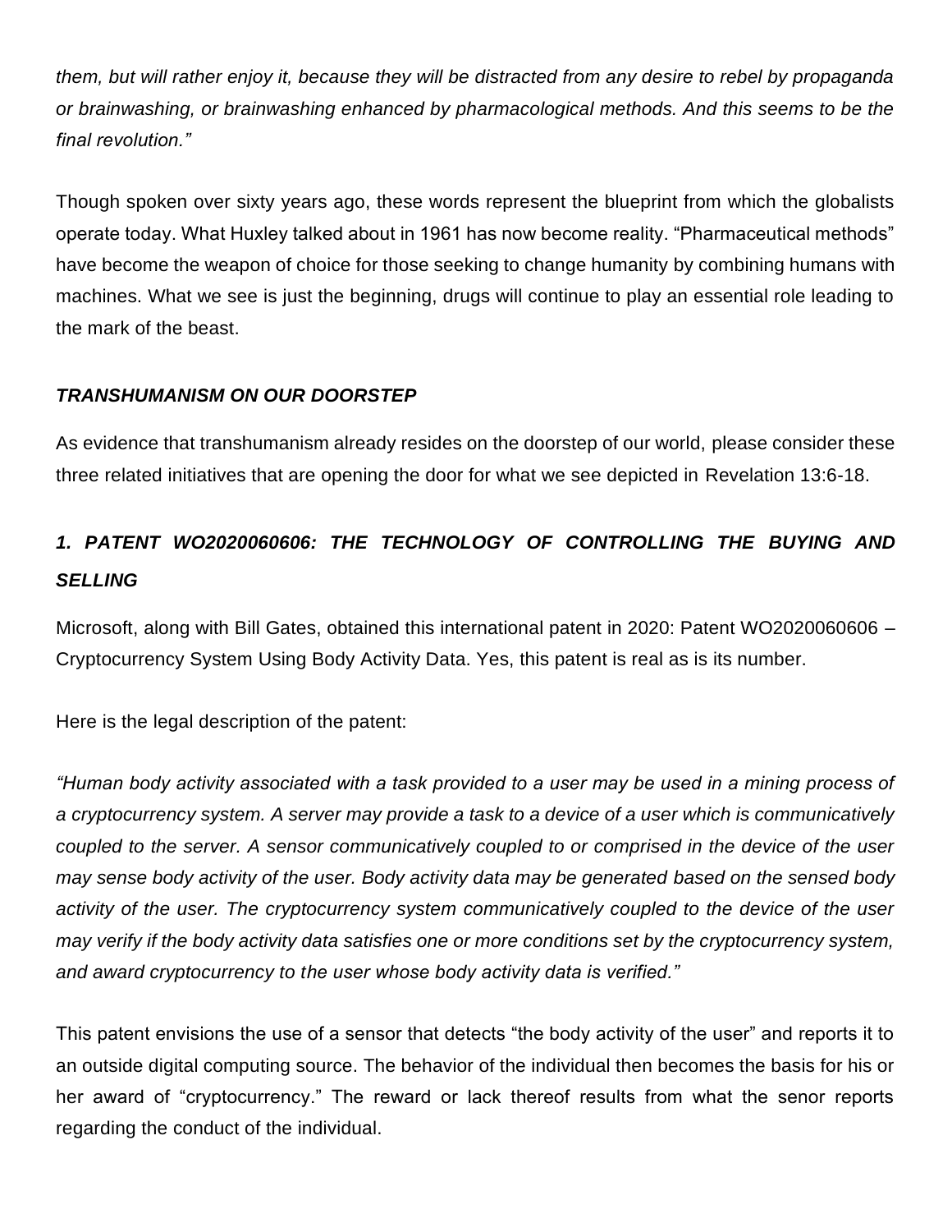*them, but will rather enjoy it, because they will be distracted from any desire to rebel by propaganda or brainwashing, or brainwashing enhanced by pharmacological methods. And this seems to be the final revolution."*

Though spoken over sixty years ago, these words represent the blueprint from which the globalists operate today. What Huxley talked about in 1961 has now become reality. "Pharmaceutical methods" have become the weapon of choice for those seeking to change humanity by combining humans with machines. What we see is just the beginning, drugs will continue to play an essential role leading to the mark of the beast.

***TRANSHUMANISM ON OUR DOORSTEP***

As evidence that transhumanism already resides on the doorstep of our world, please consider these three related initiatives that are opening the door for what we see depicted in Revelation 13:6-18.

***1. PATENT WO2020060606: THE TECHNOLOGY OF CONTROLLING THE BUYING AND SELLING***

Microsoft, along with Bill Gates, obtained this international patent in 2020: Patent WO2020060606 – Cryptocurrency System Using Body Activity Data. Yes, this patent is real as is its number.

Here is the legal description of the patent:

*"Human body activity associated with a task provided to a user may be used in a mining process of a cryptocurrency system. A server may provide a task to a device of a user which is communicatively coupled to the server. A sensor communicatively coupled to or comprised in the device of the user may sense body activity of the user. Body activity data may be generated based on the sensed body activity of the user. The cryptocurrency system communicatively coupled to the device of the user may verify if the body activity data satisfies one or more conditions set by the cryptocurrency system, and award cryptocurrency to the user whose body activity data is verified."*

This patent envisions the use of a sensor that detects "the body activity of the user" and reports it to an outside digital computing source. The behavior of the individual then becomes the basis for his or her award of "cryptocurrency." The reward or lack thereof results from what the senor reports regarding the conduct of the individual.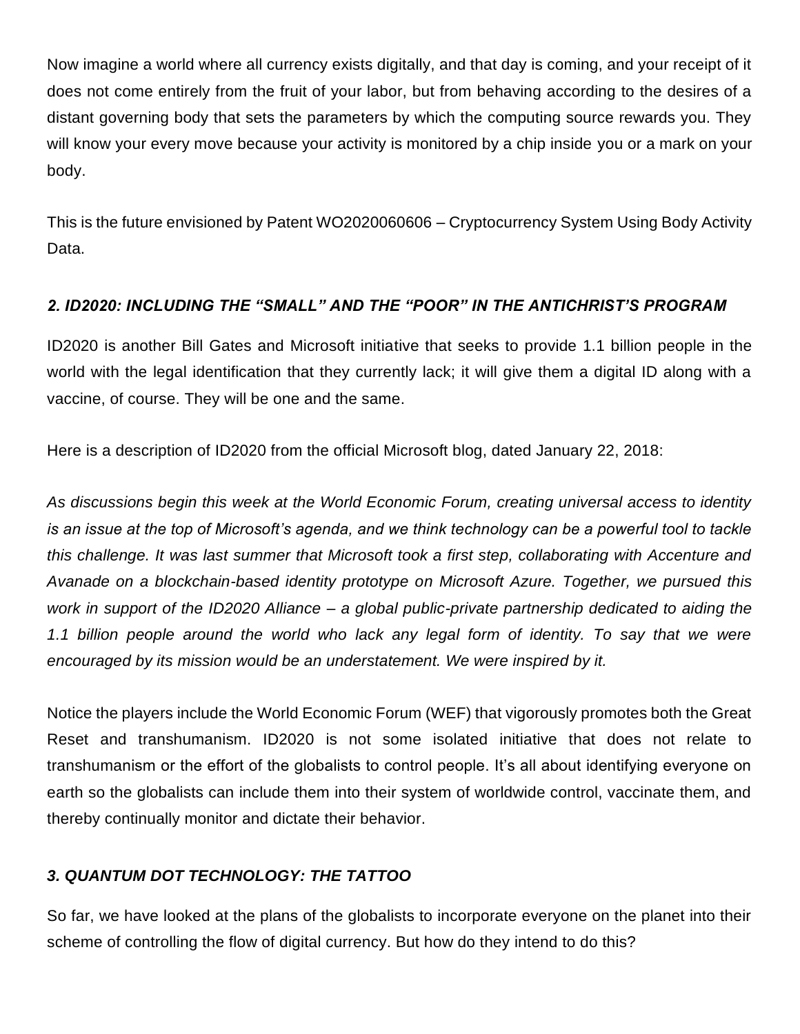Now imagine a world where all currency exists digitally, and that day is coming, and your receipt of it does not come entirely from the fruit of your labor, but from behaving according to the desires of a distant governing body that sets the parameters by which the computing source rewards you. They will know your every move because your activity is monitored by a chip inside you or a mark on your body.

This is the future envisioned by Patent WO2020060606 – Cryptocurrency System Using Body Activity Data.

### *2. ID2020: INCLUDING THE "SMALL" AND THE "POOR" IN THE ANTICHRIST'S PROGRAM*

ID2020 is another Bill Gates and Microsoft initiative that seeks to provide 1.1 billion people in the world with the legal identification that they currently lack; it will give them a digital ID along with a vaccine, of course. They will be one and the same.

Here is a description of ID2020 from the official Microsoft blog, dated January 22, 2018:

*As discussions begin this week at the World Economic Forum, creating universal access to identity is an issue at the top of Microsoft's agenda, and we think technology can be a powerful tool to tackle this challenge. It was last summer that Microsoft took a first step, collaborating with Accenture and Avanade on a blockchain-based identity prototype on Microsoft Azure. Together, we pursued this work in support of the ID2020 Alliance – a global public-private partnership dedicated to aiding the 1.1 billion people around the world who lack any legal form of identity. To say that we were encouraged by its mission would be an understatement. We were inspired by it.*

Notice the players include the World Economic Forum (WEF) that vigorously promotes both the Great Reset and transhumanism. ID2020 is not some isolated initiative that does not relate to transhumanism or the effort of the globalists to control people. It's all about identifying everyone on earth so the globalists can include them into their system of worldwide control, vaccinate them, and thereby continually monitor and dictate their behavior.

### *3. QUANTUM DOT TECHNOLOGY: THE TATTOO*

So far, we have looked at the plans of the globalists to incorporate everyone on the planet into their scheme of controlling the flow of digital currency. But how do they intend to do this?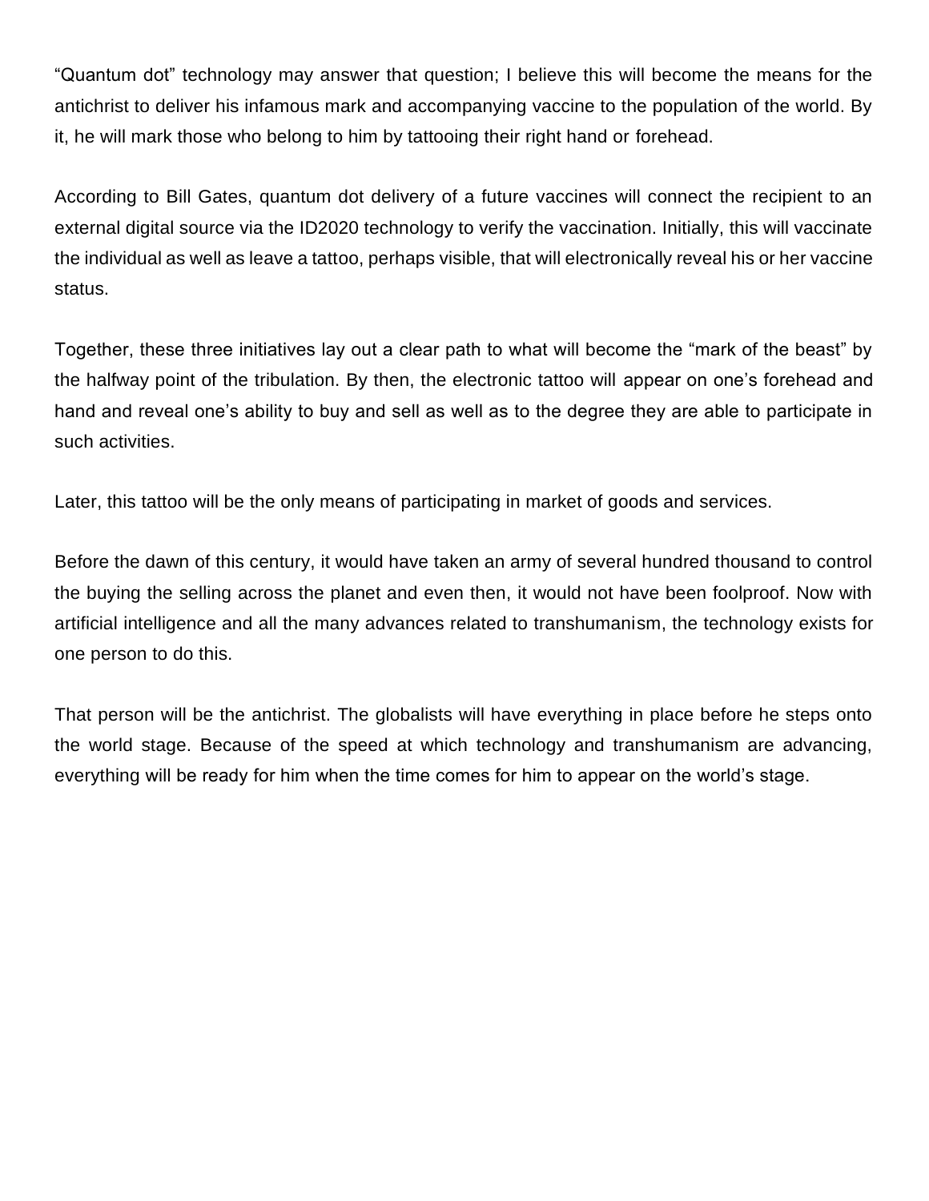“Quantum dot” technology may answer that question; I believe this will become the means for the antichrist to deliver his infamous mark and accompanying vaccine to the population of the world. By it, he will mark those who belong to him by tattooing their right hand or forehead.

According to Bill Gates, quantum dot delivery of a future vaccines will connect the recipient to an external digital source via the ID2020 technology to verify the vaccination. Initially, this will vaccinate the individual as well as leave a tattoo, perhaps visible, that will electronically reveal his or her vaccine status.

Together, these three initiatives lay out a clear path to what will become the “mark of the beast” by the halfway point of the tribulation. By then, the electronic tattoo will appear on one’s forehead and hand and reveal one’s ability to buy and sell as well as to the degree they are able to participate in such activities.

Later, this tattoo will be the only means of participating in market of goods and services.

Before the dawn of this century, it would have taken an army of several hundred thousand to control the buying the selling across the planet and even then, it would not have been foolproof. Now with artificial intelligence and all the many advances related to transhumanism, the technology exists for one person to do this.

That person will be the antichrist. The globalists will have everything in place before he steps onto the world stage. Because of the speed at which technology and transhumanism are advancing, everything will be ready for him when the time comes for him to appear on the world’s stage.